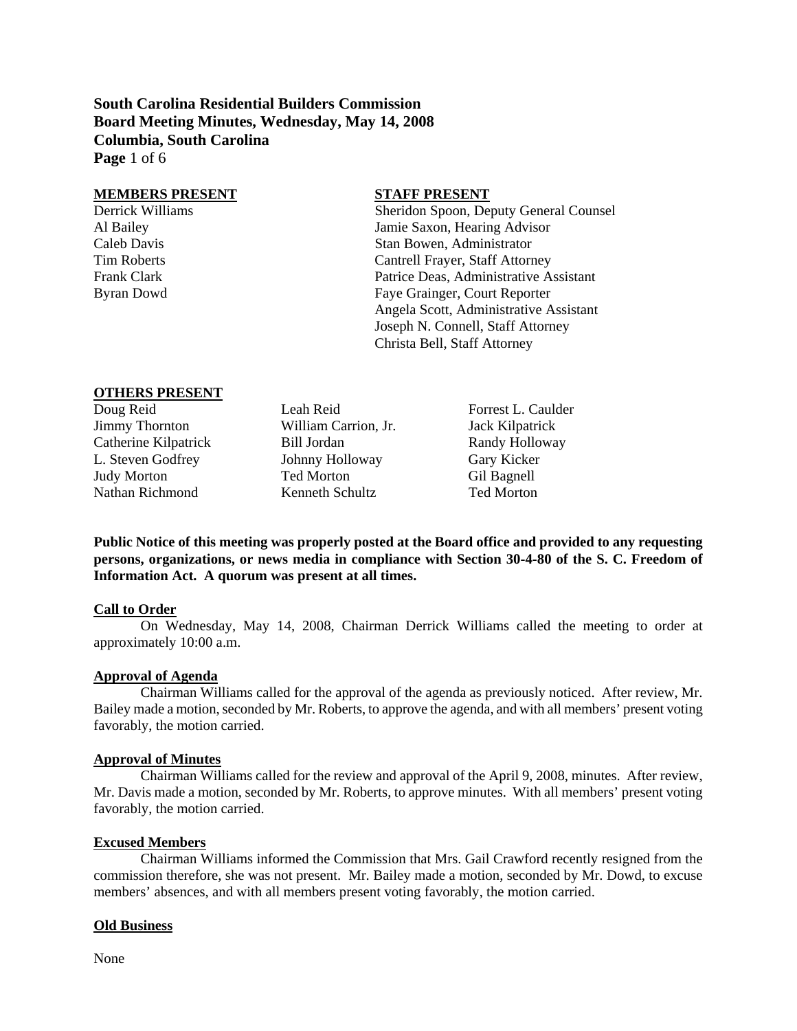**South Carolina Residential Builders Commission**
**Board Meeting Minutes, Wednesday, May 14, 2008**
**Columbia, South Carolina**

**MEMBERS PRESENT**

Derrick Williams
Al Bailey
Caleb Davis
Tim Roberts
Frank Clark
Byran Dowd

**STAFF PRESENT**

Sheridon Spoon, Deputy General Counsel
Jamie Saxon, Hearing Advisor
Stan Bowen, Administrator
Cantrell Frayer, Staff Attorney
Patrice Deas, Administrative Assistant
Faye Grainger, Court Reporter
Angela Scott, Administrative Assistant
Joseph N. Connell, Staff Attorney
Christa Bell, Staff Attorney

**OTHERS PRESENT**

| | | |
|---|---|---|
| Doug Reid | Leah Reid | Forrest L. Caulder |
| Jimmy Thornton | William Carrion, Jr. | Jack Kilpatrick |
| Catherine Kilpatrick | Bill Jordan | Randy Holloway |
| L. Steven Godfrey | Johnny Holloway | Gary Kicker |
| Judy Morton | Ted Morton | Gil Bagnell |
| Nathan Richmond | Kenneth Schultz | Ted Morton |

**Public Notice of this meeting was properly posted at the Board office and provided to any requesting persons, organizations, or news media in compliance with Section 30-4-80 of the S. C. Freedom of Information Act. A quorum was present at all times.**

**Call to Order**

On Wednesday, May 14, 2008, Chairman Derrick Williams called the meeting to order at approximately 10:00 a.m.

**Approval of Agenda**

Chairman Williams called for the approval of the agenda as previously noticed. After review, Mr. Bailey made a motion, seconded by Mr. Roberts, to approve the agenda, and with all members' present voting favorably, the motion carried.

**Approval of Minutes**

Chairman Williams called for the review and approval of the April 9, 2008, minutes. After review, Mr. Davis made a motion, seconded by Mr. Roberts, to approve minutes. With all members' present voting favorably, the motion carried.

**Excused Members**

Chairman Williams informed the Commission that Mrs. Gail Crawford recently resigned from the commission therefore, she was not present. Mr. Bailey made a motion, seconded by Mr. Dowd, to excuse members' absences, and with all members present voting favorably, the motion carried.

**Old Business**

None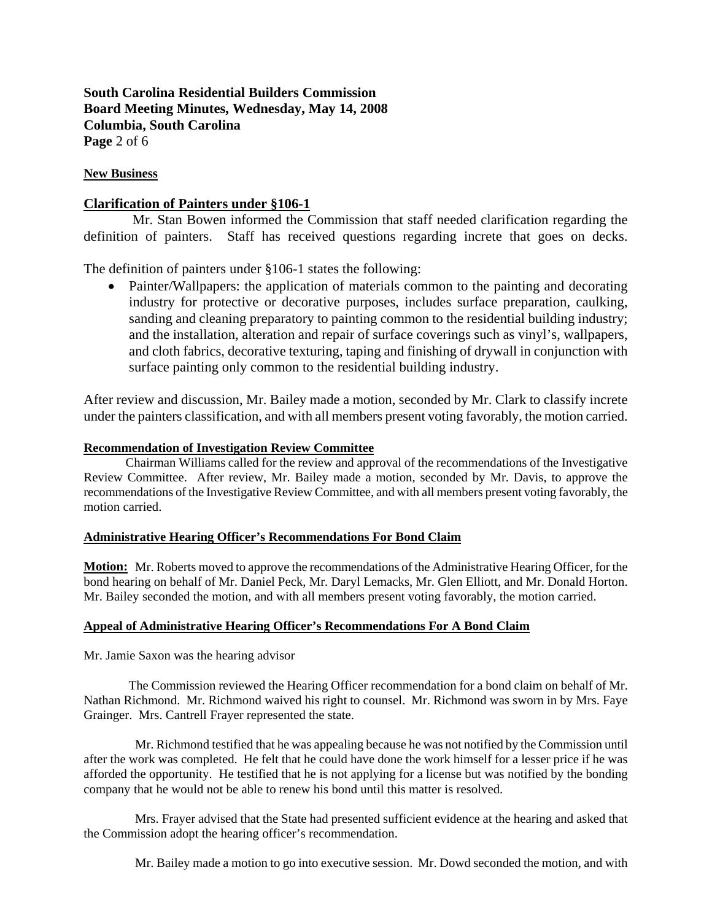## New Business

## Clarification of Painters under §106-1

Mr. Stan Bowen informed the Commission that staff needed clarification regarding the definition of painters. Staff has received questions regarding increte that goes on decks.

The definition of painters under §106-1 states the following:

- Painter/Wallpapers: the application of materials common to the painting and decorating industry for protective or decorative purposes, includes surface preparation, caulking, sanding and cleaning preparatory to painting common to the residential building industry; and the installation, alteration and repair of surface coverings such as vinyl's, wallpapers, and cloth fabrics, decorative texturing, taping and finishing of drywall in conjunction with surface painting only common to the residential building industry.

After review and discussion, Mr. Bailey made a motion, seconded by Mr. Clark to classify increte under the painters classification, and with all members present voting favorably, the motion carried.

### Recommendation of Investigation Review Committee

Chairman Williams called for the review and approval of the recommendations of the Investigative Review Committee. After review, Mr. Bailey made a motion, seconded by Mr. Davis, to approve the recommendations of the Investigative Review Committee, and with all members present voting favorably, the motion carried.

### Administrative Hearing Officer's Recommendations For Bond Claim

**Motion:** Mr. Roberts moved to approve the recommendations of the Administrative Hearing Officer, for the bond hearing on behalf of Mr. Daniel Peck, Mr. Daryl Lemacks, Mr. Glen Elliott, and Mr. Donald Horton. Mr. Bailey seconded the motion, and with all members present voting favorably, the motion carried.

### Appeal of Administrative Hearing Officer's Recommendations For A Bond Claim

Mr. Jamie Saxon was the hearing advisor

The Commission reviewed the Hearing Officer recommendation for a bond claim on behalf of Mr. Nathan Richmond. Mr. Richmond waived his right to counsel. Mr. Richmond was sworn in by Mrs. Faye Grainger. Mrs. Cantrell Frayer represented the state.

Mr. Richmond testified that he was appealing because he was not notified by the Commission until after the work was completed. He felt that he could have done the work himself for a lesser price if he was afforded the opportunity. He testified that he is not applying for a license but was notified by the bonding company that he would not be able to renew his bond until this matter is resolved.

Mrs. Frayer advised that the State had presented sufficient evidence at the hearing and asked that the Commission adopt the hearing officer's recommendation.

Mr. Bailey made a motion to go into executive session. Mr. Dowd seconded the motion, and with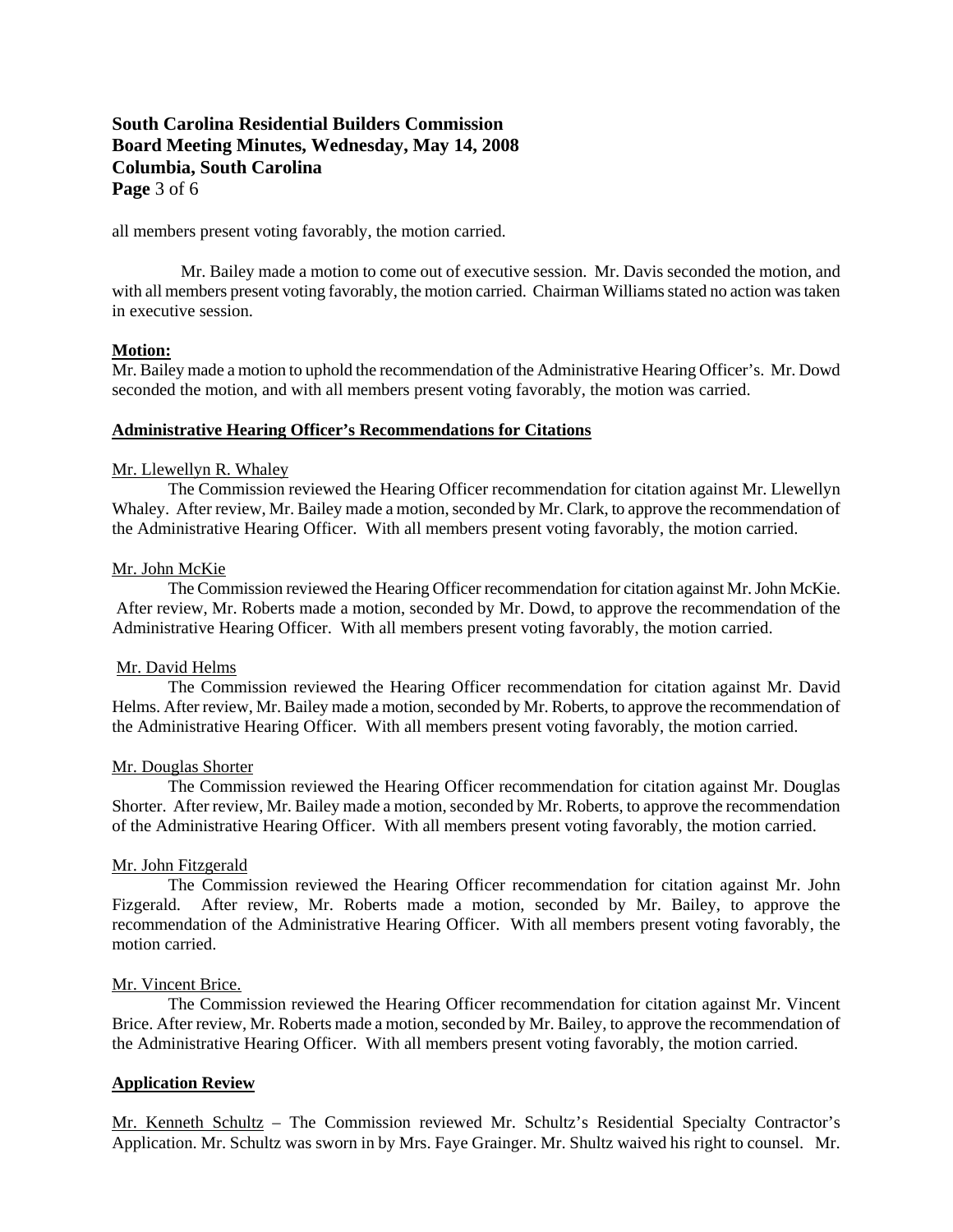all members present voting favorably, the motion carried.

Mr. Bailey made a motion to come out of executive session. Mr. Davis seconded the motion, and with all members present voting favorably, the motion carried. Chairman Williams stated no action was taken in executive session.

**Motion:**

Mr. Bailey made a motion to uphold the recommendation of the Administrative Hearing Officer's. Mr. Dowd seconded the motion, and with all members present voting favorably, the motion was carried.

**Administrative Hearing Officer's Recommendations for Citations**

Mr. Llewellyn R. Whaley

The Commission reviewed the Hearing Officer recommendation for citation against Mr. Llewellyn Whaley. After review, Mr. Bailey made a motion, seconded by Mr. Clark, to approve the recommendation of the Administrative Hearing Officer. With all members present voting favorably, the motion carried.

Mr. John McKie

The Commission reviewed the Hearing Officer recommendation for citation against Mr. John McKie. After review, Mr. Roberts made a motion, seconded by Mr. Dowd, to approve the recommendation of the Administrative Hearing Officer. With all members present voting favorably, the motion carried.

Mr. David Helms

The Commission reviewed the Hearing Officer recommendation for citation against Mr. David Helms. After review, Mr. Bailey made a motion, seconded by Mr. Roberts, to approve the recommendation of the Administrative Hearing Officer. With all members present voting favorably, the motion carried.

Mr. Douglas Shorter

The Commission reviewed the Hearing Officer recommendation for citation against Mr. Douglas Shorter. After review, Mr. Bailey made a motion, seconded by Mr. Roberts, to approve the recommendation of the Administrative Hearing Officer. With all members present voting favorably, the motion carried.

Mr. John Fitzgerald

The Commission reviewed the Hearing Officer recommendation for citation against Mr. John Fizgerald. After review, Mr. Roberts made a motion, seconded by Mr. Bailey, to approve the recommendation of the Administrative Hearing Officer. With all members present voting favorably, the motion carried.

Mr. Vincent Brice.

The Commission reviewed the Hearing Officer recommendation for citation against Mr. Vincent Brice. After review, Mr. Roberts made a motion, seconded by Mr. Bailey, to approve the recommendation of the Administrative Hearing Officer. With all members present voting favorably, the motion carried.

**Application Review**

Mr. Kenneth Schultz – The Commission reviewed Mr. Schultz's Residential Specialty Contractor's Application. Mr. Schultz was sworn in by Mrs. Faye Grainger. Mr. Shultz waived his right to counsel. Mr.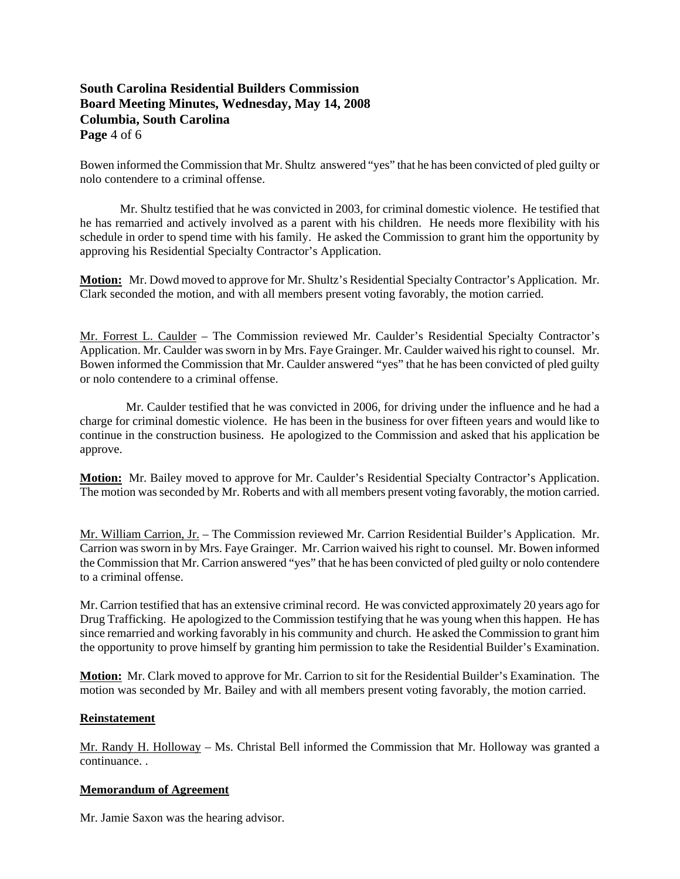Bowen informed the Commission that Mr. Shultz answered "yes" that he has been convicted of pled guilty or nolo contendere to a criminal offense.

Mr. Shultz testified that he was convicted in 2003, for criminal domestic violence. He testified that he has remarried and actively involved as a parent with his children. He needs more flexibility with his schedule in order to spend time with his family. He asked the Commission to grant him the opportunity by approving his Residential Specialty Contractor's Application.

**Motion:** Mr. Dowd moved to approve for Mr. Shultz's Residential Specialty Contractor's Application. Mr. Clark seconded the motion, and with all members present voting favorably, the motion carried.

Mr. Forrest L. Caulder – The Commission reviewed Mr. Caulder's Residential Specialty Contractor's Application. Mr. Caulder was sworn in by Mrs. Faye Grainger. Mr. Caulder waived his right to counsel. Mr. Bowen informed the Commission that Mr. Caulder answered "yes" that he has been convicted of pled guilty or nolo contendere to a criminal offense.

Mr. Caulder testified that he was convicted in 2006, for driving under the influence and he had a charge for criminal domestic violence. He has been in the business for over fifteen years and would like to continue in the construction business. He apologized to the Commission and asked that his application be approve.

**Motion:** Mr. Bailey moved to approve for Mr. Caulder's Residential Specialty Contractor's Application. The motion was seconded by Mr. Roberts and with all members present voting favorably, the motion carried.

Mr. William Carrion, Jr. – The Commission reviewed Mr. Carrion Residential Builder's Application. Mr. Carrion was sworn in by Mrs. Faye Grainger. Mr. Carrion waived his right to counsel. Mr. Bowen informed the Commission that Mr. Carrion answered "yes" that he has been convicted of pled guilty or nolo contendere to a criminal offense.

Mr. Carrion testified that has an extensive criminal record. He was convicted approximately 20 years ago for Drug Trafficking. He apologized to the Commission testifying that he was young when this happen. He has since remarried and working favorably in his community and church. He asked the Commission to grant him the opportunity to prove himself by granting him permission to take the Residential Builder's Examination.

**Motion:** Mr. Clark moved to approve for Mr. Carrion to sit for the Residential Builder's Examination. The motion was seconded by Mr. Bailey and with all members present voting favorably, the motion carried.

**Reinstatement**

Mr. Randy H. Holloway – Ms. Christal Bell informed the Commission that Mr. Holloway was granted a continuance. .

**Memorandum of Agreement**

Mr. Jamie Saxon was the hearing advisor.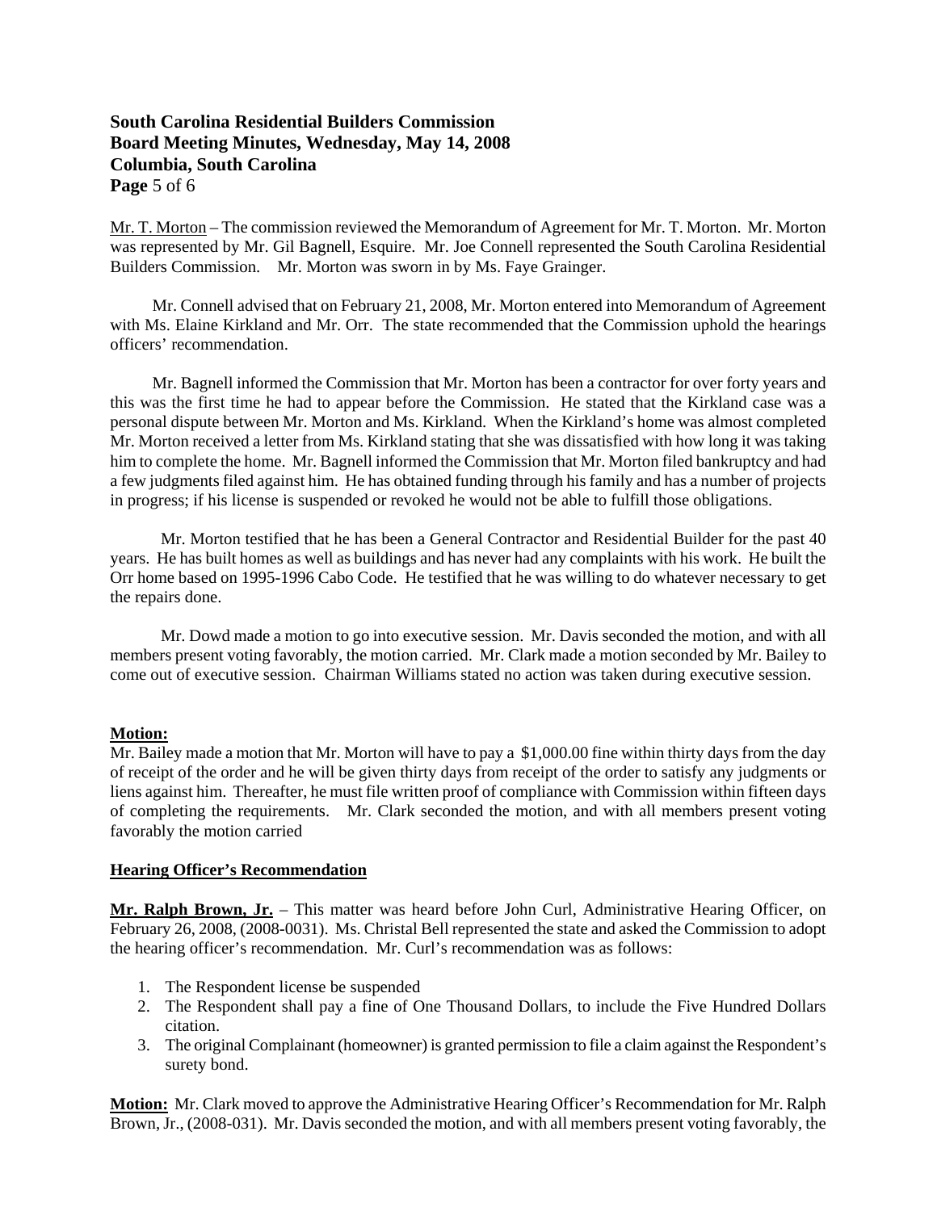Mr. T. Morton – The commission reviewed the Memorandum of Agreement for Mr. T. Morton. Mr. Morton was represented by Mr. Gil Bagnell, Esquire. Mr. Joe Connell represented the South Carolina Residential Builders Commission. Mr. Morton was sworn in by Ms. Faye Grainger.

Mr. Connell advised that on February 21, 2008, Mr. Morton entered into Memorandum of Agreement with Ms. Elaine Kirkland and Mr. Orr. The state recommended that the Commission uphold the hearings officers' recommendation.

Mr. Bagnell informed the Commission that Mr. Morton has been a contractor for over forty years and this was the first time he had to appear before the Commission. He stated that the Kirkland case was a personal dispute between Mr. Morton and Ms. Kirkland. When the Kirkland's home was almost completed Mr. Morton received a letter from Ms. Kirkland stating that she was dissatisfied with how long it was taking him to complete the home. Mr. Bagnell informed the Commission that Mr. Morton filed bankruptcy and had a few judgments filed against him. He has obtained funding through his family and has a number of projects in progress; if his license is suspended or revoked he would not be able to fulfill those obligations.

Mr. Morton testified that he has been a General Contractor and Residential Builder for the past 40 years. He has built homes as well as buildings and has never had any complaints with his work. He built the Orr home based on 1995-1996 Cabo Code. He testified that he was willing to do whatever necessary to get the repairs done.

Mr. Dowd made a motion to go into executive session. Mr. Davis seconded the motion, and with all members present voting favorably, the motion carried. Mr. Clark made a motion seconded by Mr. Bailey to come out of executive session. Chairman Williams stated no action was taken during executive session.

**Motion:**
Mr. Bailey made a motion that Mr. Morton will have to pay a $1,000.00 fine within thirty days from the day of receipt of the order and he will be given thirty days from receipt of the order to satisfy any judgments or liens against him. Thereafter, he must file written proof of compliance with Commission within fifteen days of completing the requirements. Mr. Clark seconded the motion, and with all members present voting favorably the motion carried

**Hearing Officer's Recommendation**

**Mr. Ralph Brown, Jr.** – This matter was heard before John Curl, Administrative Hearing Officer, on February 26, 2008, (2008-0031). Ms. Christal Bell represented the state and asked the Commission to adopt the hearing officer's recommendation. Mr. Curl's recommendation was as follows:

1. The Respondent license be suspended
2. The Respondent shall pay a fine of One Thousand Dollars, to include the Five Hundred Dollars citation.
3. The original Complainant (homeowner) is granted permission to file a claim against the Respondent's surety bond.

**Motion:** Mr. Clark moved to approve the Administrative Hearing Officer's Recommendation for Mr. Ralph Brown, Jr., (2008-031). Mr. Davis seconded the motion, and with all members present voting favorably, the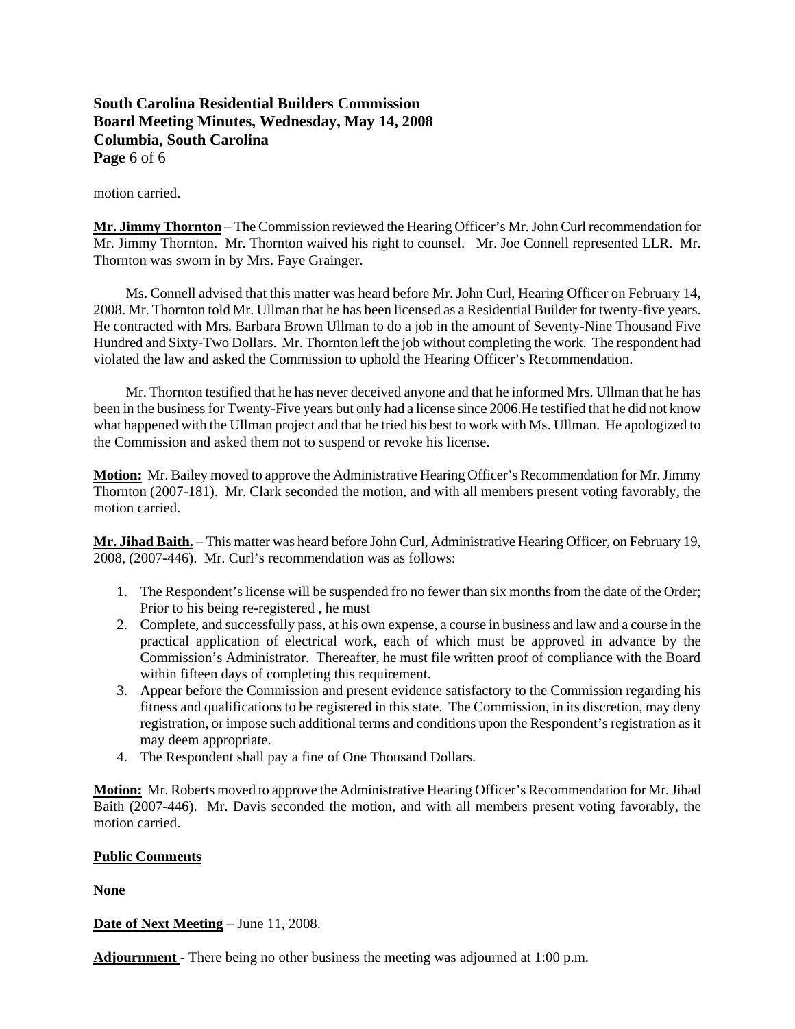motion carried.

**Mr. Jimmy Thornton** – The Commission reviewed the Hearing Officer's Mr. John Curl recommendation for Mr. Jimmy Thornton. Mr. Thornton waived his right to counsel. Mr. Joe Connell represented LLR. Mr. Thornton was sworn in by Mrs. Faye Grainger.

Ms. Connell advised that this matter was heard before Mr. John Curl, Hearing Officer on February 14, 2008. Mr. Thornton told Mr. Ullman that he has been licensed as a Residential Builder for twenty-five years. He contracted with Mrs. Barbara Brown Ullman to do a job in the amount of Seventy-Nine Thousand Five Hundred and Sixty-Two Dollars. Mr. Thornton left the job without completing the work. The respondent had violated the law and asked the Commission to uphold the Hearing Officer's Recommendation.

Mr. Thornton testified that he has never deceived anyone and that he informed Mrs. Ullman that he has been in the business for Twenty-Five years but only had a license since 2006.He testified that he did not know what happened with the Ullman project and that he tried his best to work with Ms. Ullman. He apologized to the Commission and asked them not to suspend or revoke his license.

**Motion:** Mr. Bailey moved to approve the Administrative Hearing Officer's Recommendation for Mr. Jimmy Thornton (2007-181). Mr. Clark seconded the motion, and with all members present voting favorably, the motion carried.

**Mr. Jihad Baith.** – This matter was heard before John Curl, Administrative Hearing Officer, on February 19, 2008, (2007-446). Mr. Curl's recommendation was as follows:

1. The Respondent's license will be suspended fro no fewer than six months from the date of the Order; Prior to his being re-registered , he must
2. Complete, and successfully pass, at his own expense, a course in business and law and a course in the practical application of electrical work, each of which must be approved in advance by the Commission's Administrator. Thereafter, he must file written proof of compliance with the Board within fifteen days of completing this requirement.
3. Appear before the Commission and present evidence satisfactory to the Commission regarding his fitness and qualifications to be registered in this state. The Commission, in its discretion, may deny registration, or impose such additional terms and conditions upon the Respondent's registration as it may deem appropriate.
4. The Respondent shall pay a fine of One Thousand Dollars.

**Motion:** Mr. Roberts moved to approve the Administrative Hearing Officer's Recommendation for Mr. Jihad Baith (2007-446). Mr. Davis seconded the motion, and with all members present voting favorably, the motion carried.

**Public Comments**

**None**

**Date of Next Meeting** – June 11, 2008.

**Adjournment** - There being no other business the meeting was adjourned at 1:00 p.m.